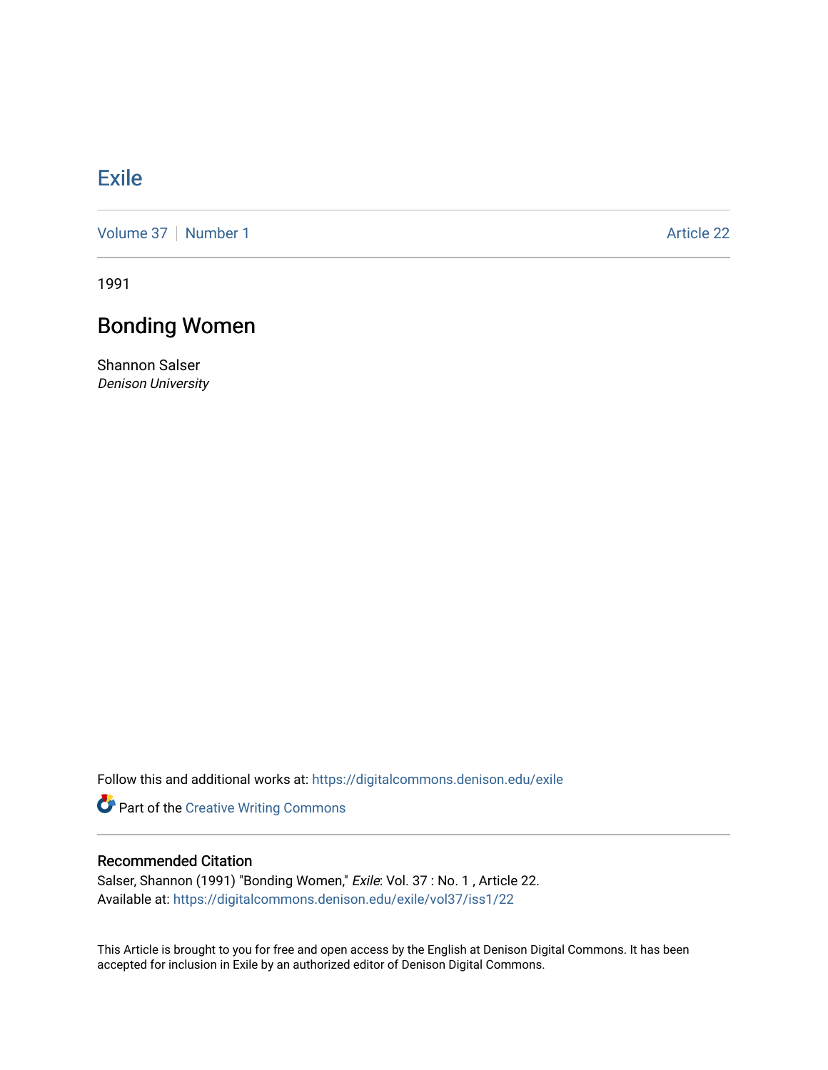# Exile

Volume 37 | Number 1 | Article 22

1991

## Bonding Women

Shannon Salser
*Denison University*

Follow this and additional works at: https://digitalcommons.denison.edu/exile

Part of the Creative Writing Commons

### Recommended Citation

Salser, Shannon (1991) "Bonding Women," *Exile*: Vol. 37 : No. 1 , Article 22.
Available at: https://digitalcommons.denison.edu/exile/vol37/iss1/22

This Article is brought to you for free and open access by the English at Denison Digital Commons. It has been accepted for inclusion in Exile by an authorized editor of Denison Digital Commons.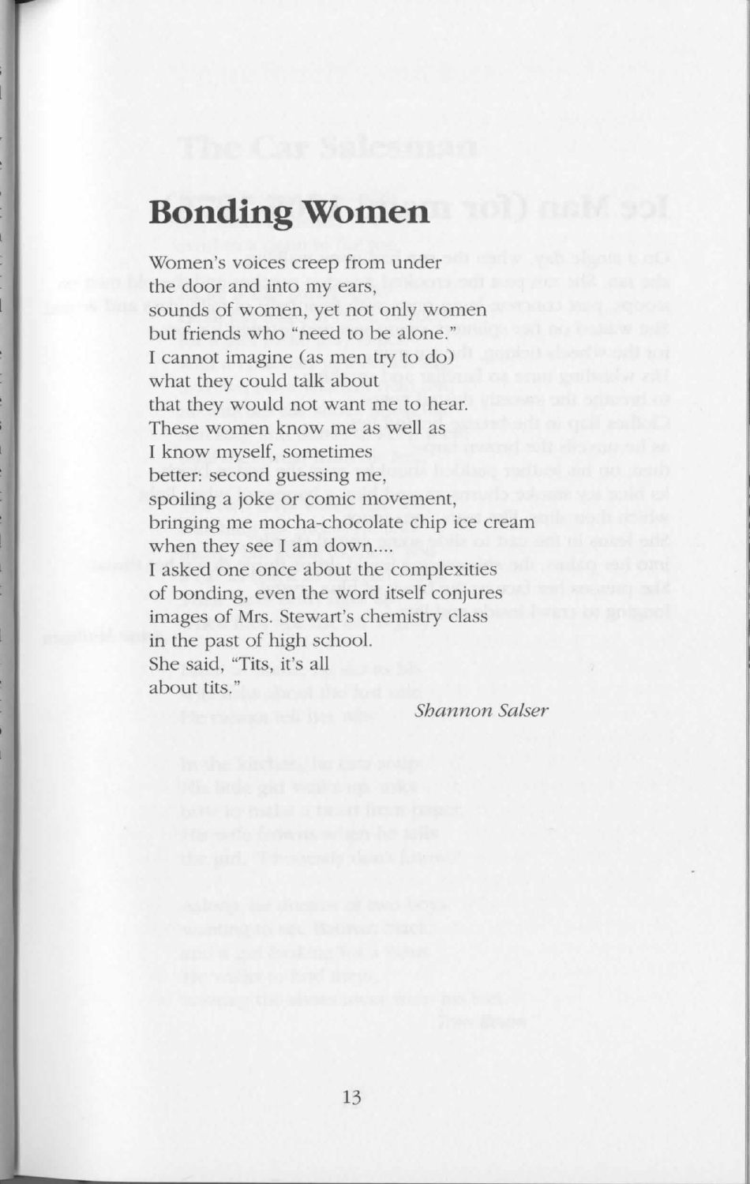# Bonding Women

Women's voices creep from under
the door and into my ears,
sounds of women, yet not only women
but friends who "need to be alone."
I cannot imagine (as men try to do)
what they could talk about
that they would not want me to hear.
These women know me as well as
I know myself, sometimes
better: second guessing me,
spoiling a joke or comic movement,
bringing me mocha-chocolate chip ice cream
when they see I am down....
I asked one once about the complexities
of bonding, even the word itself conjures
images of Mrs. Stewart's chemistry class
in the past of high school.
She said, "Tits, it's all
about tits."

*Shannon Salser*